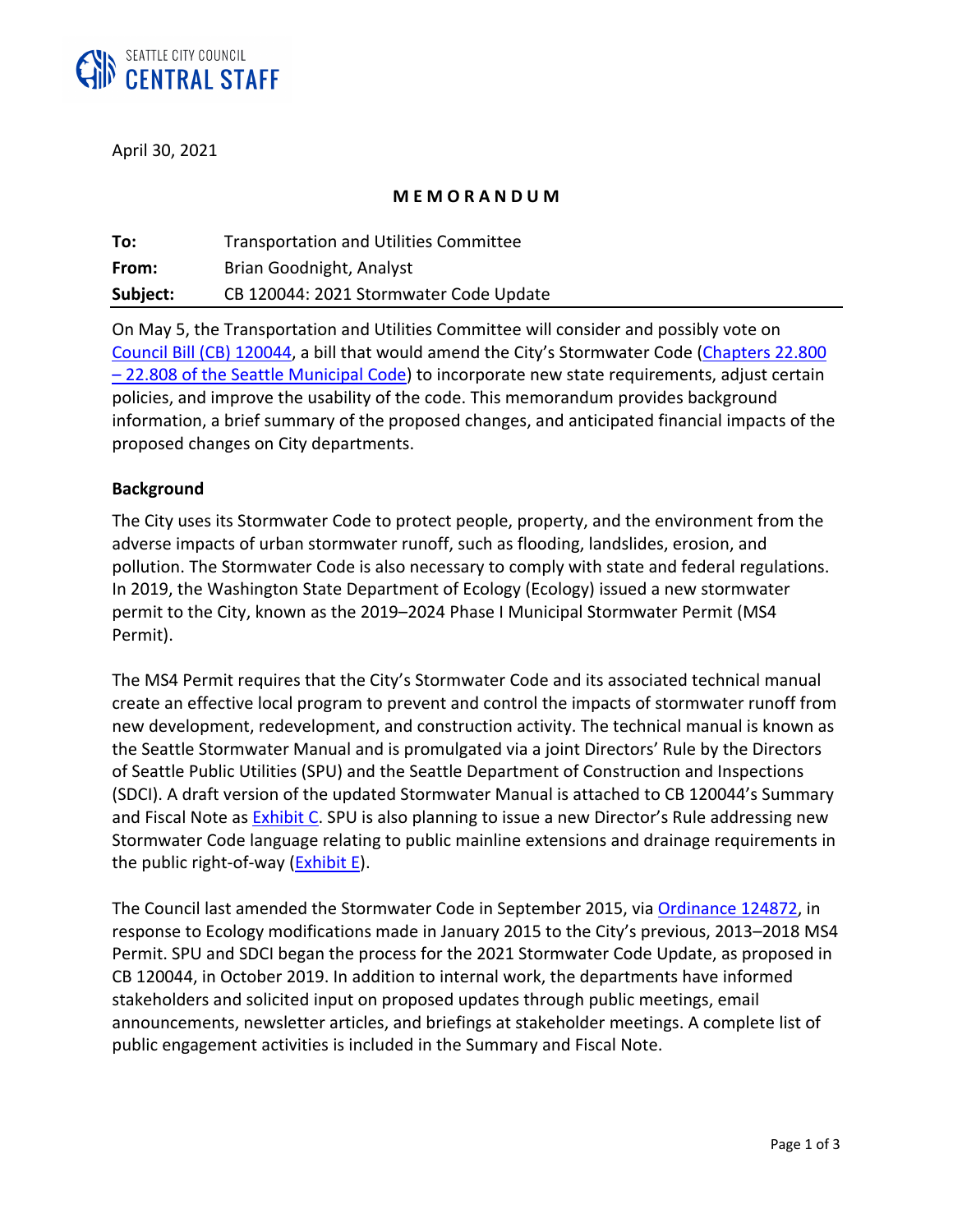SEATTLE CITY COUNCIL
CENTRAL STAFF

April 30, 2021

**M E M O R A N D U M**

| | |
|---|---|
| **To:** | Transportation and Utilities Committee |
| **From:** | Brian Goodnight, Analyst |
| **Subject:** | CB 120044: 2021 Stormwater Code Update |

On May 5, the Transportation and Utilities Committee will consider and possibly vote on Council Bill (CB) 120044, a bill that would amend the City's Stormwater Code (Chapters 22.800 – 22.808 of the Seattle Municipal Code) to incorporate new state requirements, adjust certain policies, and improve the usability of the code. This memorandum provides background information, a brief summary of the proposed changes, and anticipated financial impacts of the proposed changes on City departments.

**Background**

The City uses its Stormwater Code to protect people, property, and the environment from the adverse impacts of urban stormwater runoff, such as flooding, landslides, erosion, and pollution. The Stormwater Code is also necessary to comply with state and federal regulations. In 2019, the Washington State Department of Ecology (Ecology) issued a new stormwater permit to the City, known as the 2019–2024 Phase I Municipal Stormwater Permit (MS4 Permit).

The MS4 Permit requires that the City's Stormwater Code and its associated technical manual create an effective local program to prevent and control the impacts of stormwater runoff from new development, redevelopment, and construction activity. The technical manual is known as the Seattle Stormwater Manual and is promulgated via a joint Directors' Rule by the Directors of Seattle Public Utilities (SPU) and the Seattle Department of Construction and Inspections (SDCI). A draft version of the updated Stormwater Manual is attached to CB 120044's Summary and Fiscal Note as Exhibit C. SPU is also planning to issue a new Director's Rule addressing new Stormwater Code language relating to public mainline extensions and drainage requirements in the public right-of-way (Exhibit E).

The Council last amended the Stormwater Code in September 2015, via Ordinance 124872, in response to Ecology modifications made in January 2015 to the City's previous, 2013–2018 MS4 Permit. SPU and SDCI began the process for the 2021 Stormwater Code Update, as proposed in CB 120044, in October 2019. In addition to internal work, the departments have informed stakeholders and solicited input on proposed updates through public meetings, email announcements, newsletter articles, and briefings at stakeholder meetings. A complete list of public engagement activities is included in the Summary and Fiscal Note.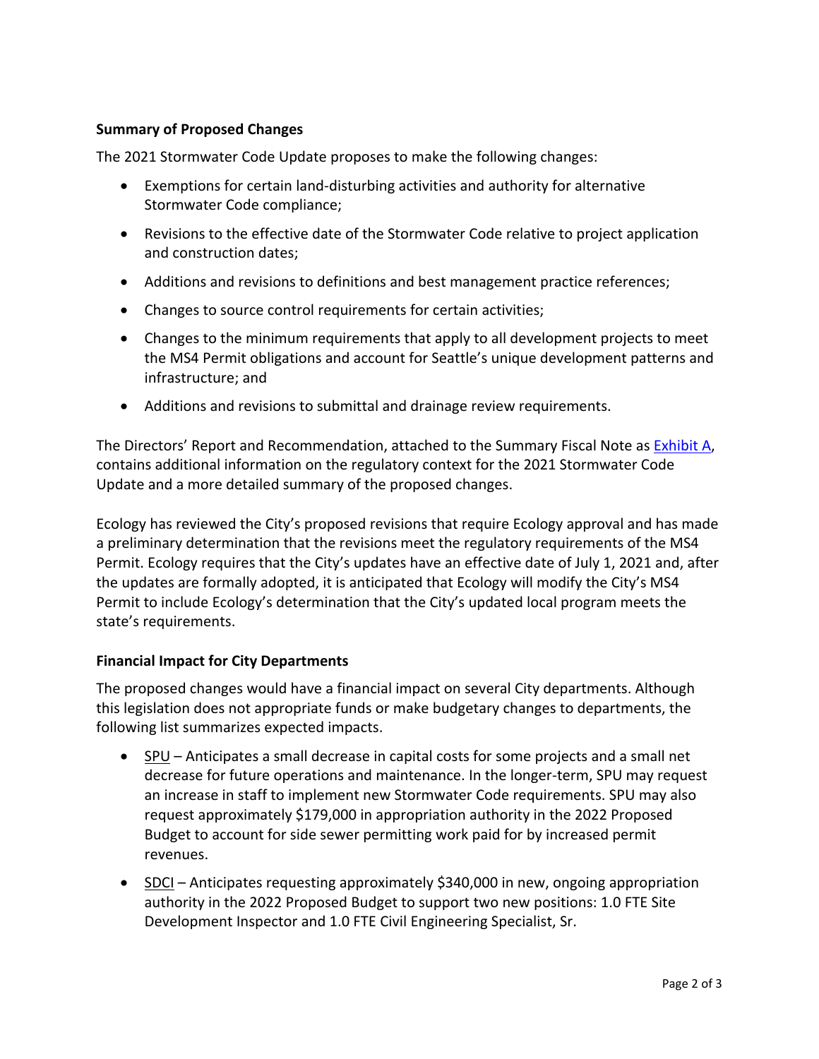### Summary of Proposed Changes

The 2021 Stormwater Code Update proposes to make the following changes:

- Exemptions for certain land-disturbing activities and authority for alternative Stormwater Code compliance;
- Revisions to the effective date of the Stormwater Code relative to project application and construction dates;
- Additions and revisions to definitions and best management practice references;
- Changes to source control requirements for certain activities;
- Changes to the minimum requirements that apply to all development projects to meet the MS4 Permit obligations and account for Seattle's unique development patterns and infrastructure; and
- Additions and revisions to submittal and drainage review requirements.

The Directors' Report and Recommendation, attached to the Summary Fiscal Note as Exhibit A, contains additional information on the regulatory context for the 2021 Stormwater Code Update and a more detailed summary of the proposed changes.

Ecology has reviewed the City's proposed revisions that require Ecology approval and has made a preliminary determination that the revisions meet the regulatory requirements of the MS4 Permit. Ecology requires that the City's updates have an effective date of July 1, 2021 and, after the updates are formally adopted, it is anticipated that Ecology will modify the City's MS4 Permit to include Ecology's determination that the City's updated local program meets the state's requirements.

### Financial Impact for City Departments

The proposed changes would have a financial impact on several City departments. Although this legislation does not appropriate funds or make budgetary changes to departments, the following list summarizes expected impacts.

- SPU – Anticipates a small decrease in capital costs for some projects and a small net decrease for future operations and maintenance. In the longer-term, SPU may request an increase in staff to implement new Stormwater Code requirements. SPU may also request approximately $179,000 in appropriation authority in the 2022 Proposed Budget to account for side sewer permitting work paid for by increased permit revenues.
- SDCI – Anticipates requesting approximately $340,000 in new, ongoing appropriation authority in the 2022 Proposed Budget to support two new positions: 1.0 FTE Site Development Inspector and 1.0 FTE Civil Engineering Specialist, Sr.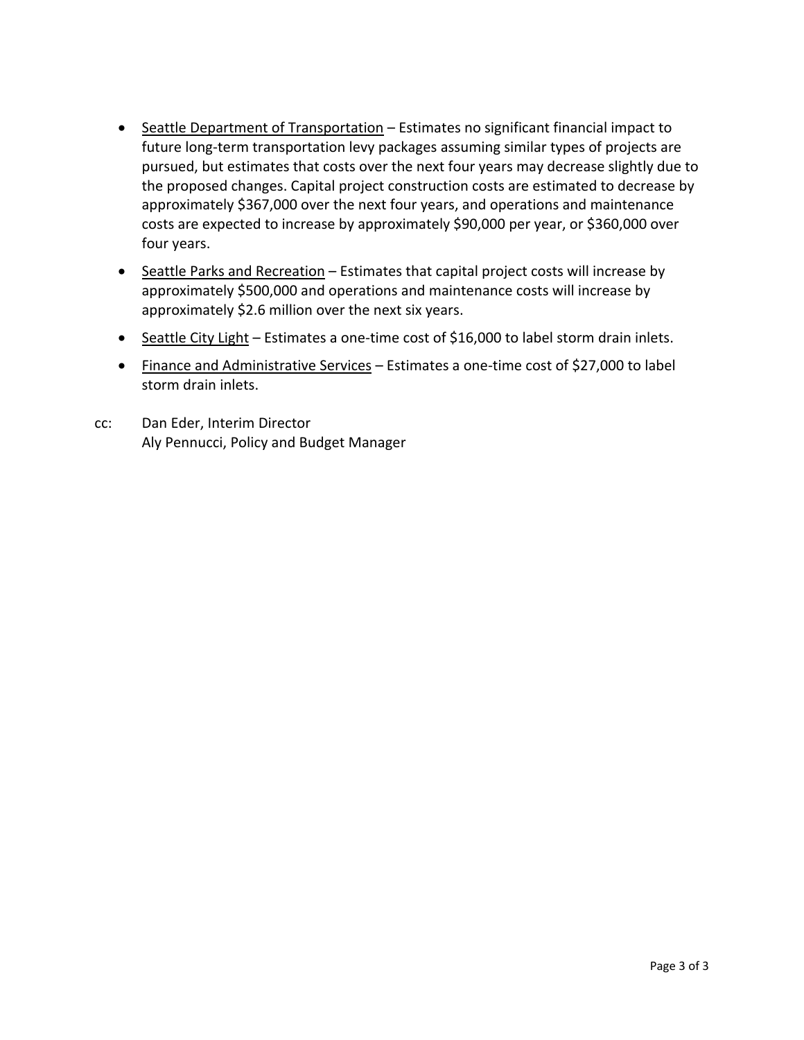- Seattle Department of Transportation – Estimates no significant financial impact to future long-term transportation levy packages assuming similar types of projects are pursued, but estimates that costs over the next four years may decrease slightly due to the proposed changes. Capital project construction costs are estimated to decrease by approximately $367,000 over the next four years, and operations and maintenance costs are expected to increase by approximately $90,000 per year, or $360,000 over four years.
- Seattle Parks and Recreation – Estimates that capital project costs will increase by approximately $500,000 and operations and maintenance costs will increase by approximately $2.6 million over the next six years.
- Seattle City Light – Estimates a one-time cost of $16,000 to label storm drain inlets.
- Finance and Administrative Services – Estimates a one-time cost of $27,000 to label storm drain inlets.

cc: Dan Eder, Interim Director
Aly Pennucci, Policy and Budget Manager